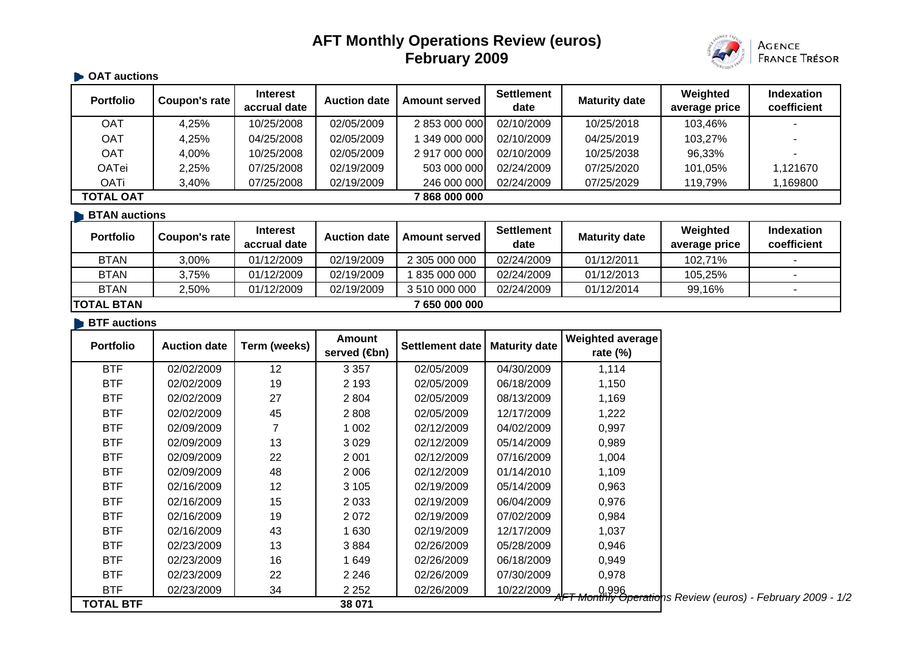# AFT Monthly Operations Review (euros)
## February 2009

AGENCE FRANCE TRÉSOR

### OAT auctions

| Portfolio | Coupon's rate | Interest accrual date | Auction date | Amount served | Settlement date | Maturity date | Weighted average price | Indexation coefficient |
|---|---|---|---|---|---|---|---|---|
| OAT | 4,25% | 10/25/2008 | 02/05/2009 | 2 853 000 000 | 02/10/2009 | 10/25/2018 | 103,46% | - |
| OAT | 4,25% | 04/25/2008 | 02/05/2009 | 1 349 000 000 | 02/10/2009 | 04/25/2019 | 103,27% | - |
| OAT | 4,00% | 10/25/2008 | 02/05/2009 | 2 917 000 000 | 02/10/2009 | 10/25/2038 | 96,33% | - |
| OATei | 2,25% | 07/25/2008 | 02/19/2009 | 503 000 000 | 02/24/2009 | 07/25/2020 | 101,05% | 1,121670 |
| OATi | 3,40% | 07/25/2008 | 02/19/2009 | 246 000 000 | 02/24/2009 | 07/25/2029 | 119,79% | 1,169800 |
| **TOTAL OAT** | | | | **7 868 000 000** | | | | |

### BTAN auctions

| Portfolio | Coupon's rate | Interest accrual date | Auction date | Amount served | Settlement date | Maturity date | Weighted average price | Indexation coefficient |
|---|---|---|---|---|---|---|---|---|
| BTAN | 3,00% | 01/12/2009 | 02/19/2009 | 2 305 000 000 | 02/24/2009 | 01/12/2011 | 102,71% | - |
| BTAN | 3,75% | 01/12/2009 | 02/19/2009 | 1 835 000 000 | 02/24/2009 | 01/12/2013 | 105,25% | - |
| BTAN | 2,50% | 01/12/2009 | 02/19/2009 | 3 510 000 000 | 02/24/2009 | 01/12/2014 | 99,16% | - |
| **TOTAL BTAN** | | | | **7 650 000 000** | | | | |

### BTF auctions

| Portfolio | Auction date | Term (weeks) | Amount served (€bn) | Settlement date | Maturity date | Weighted average rate (%) |
|---|---|---|---|---|---|---|
| BTF | 02/02/2009 | 12 | 3 357 | 02/05/2009 | 04/30/2009 | 1,114 |
| BTF | 02/02/2009 | 19 | 2 193 | 02/05/2009 | 06/18/2009 | 1,150 |
| BTF | 02/02/2009 | 27 | 2 804 | 02/05/2009 | 08/13/2009 | 1,169 |
| BTF | 02/02/2009 | 45 | 2 808 | 02/05/2009 | 12/17/2009 | 1,222 |
| BTF | 02/09/2009 | 7 | 1 002 | 02/12/2009 | 04/02/2009 | 0,997 |
| BTF | 02/09/2009 | 13 | 3 029 | 02/12/2009 | 05/14/2009 | 0,989 |
| BTF | 02/09/2009 | 22 | 2 001 | 02/12/2009 | 07/16/2009 | 1,004 |
| BTF | 02/09/2009 | 48 | 2 006 | 02/12/2009 | 01/14/2010 | 1,109 |
| BTF | 02/16/2009 | 12 | 3 105 | 02/19/2009 | 05/14/2009 | 0,963 |
| BTF | 02/16/2009 | 15 | 2 033 | 02/19/2009 | 06/04/2009 | 0,976 |
| BTF | 02/16/2009 | 19 | 2 072 | 02/19/2009 | 07/02/2009 | 0,984 |
| BTF | 02/16/2009 | 43 | 1 630 | 02/19/2009 | 12/17/2009 | 1,037 |
| BTF | 02/23/2009 | 13 | 3 884 | 02/26/2009 | 05/28/2009 | 0,946 |
| BTF | 02/23/2009 | 16 | 1 649 | 02/26/2009 | 06/18/2009 | 0,949 |
| BTF | 02/23/2009 | 22 | 2 246 | 02/26/2009 | 07/30/2009 | 0,978 |
| BTF | 02/23/2009 | 34 | 2 252 | 02/26/2009 | 10/22/2009 | 0,996 |
| **TOTAL BTF** | | | **38 071** | | | |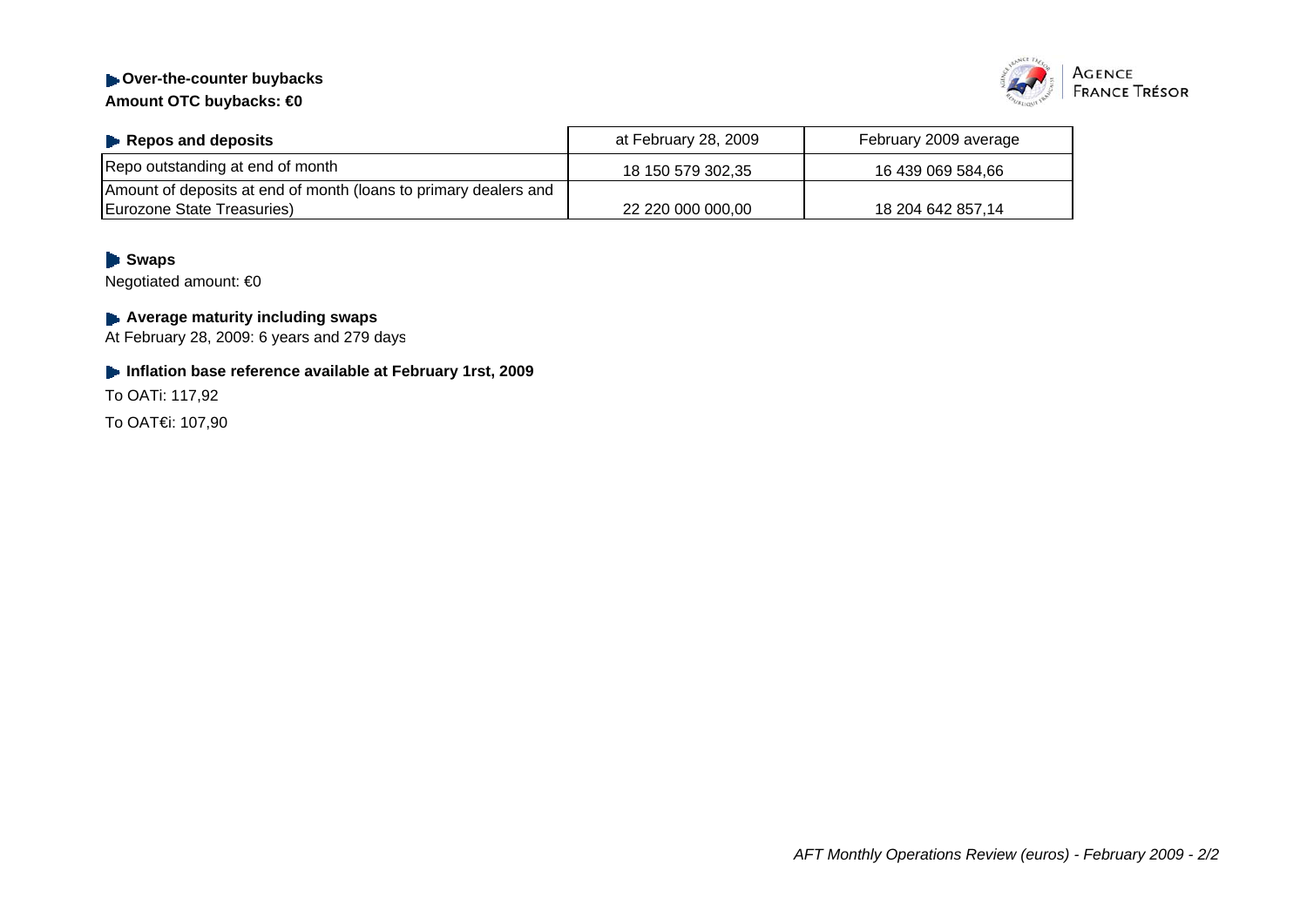### Over-the-counter buybacks

**Amount OTC buybacks: €0**

| **Repos and deposits** | at February 28, 2009 | February 2009 average |
| --- | --- | --- |
| Repo outstanding at end of month | 18 150 579 302,35 | 16 439 069 584,66 |
| Amount of deposits at end of month (loans to primary dealers and Eurozone State Treasuries) | 22 220 000 000,00 | 18 204 642 857,14 |

### Swaps

Negotiated amount: €0

### Average maturity including swaps

At February 28, 2009: 6 years and 279 days

### Inflation base reference available at February 1rst, 2009

To OATi: 117,92

To OAT€i: 107,90